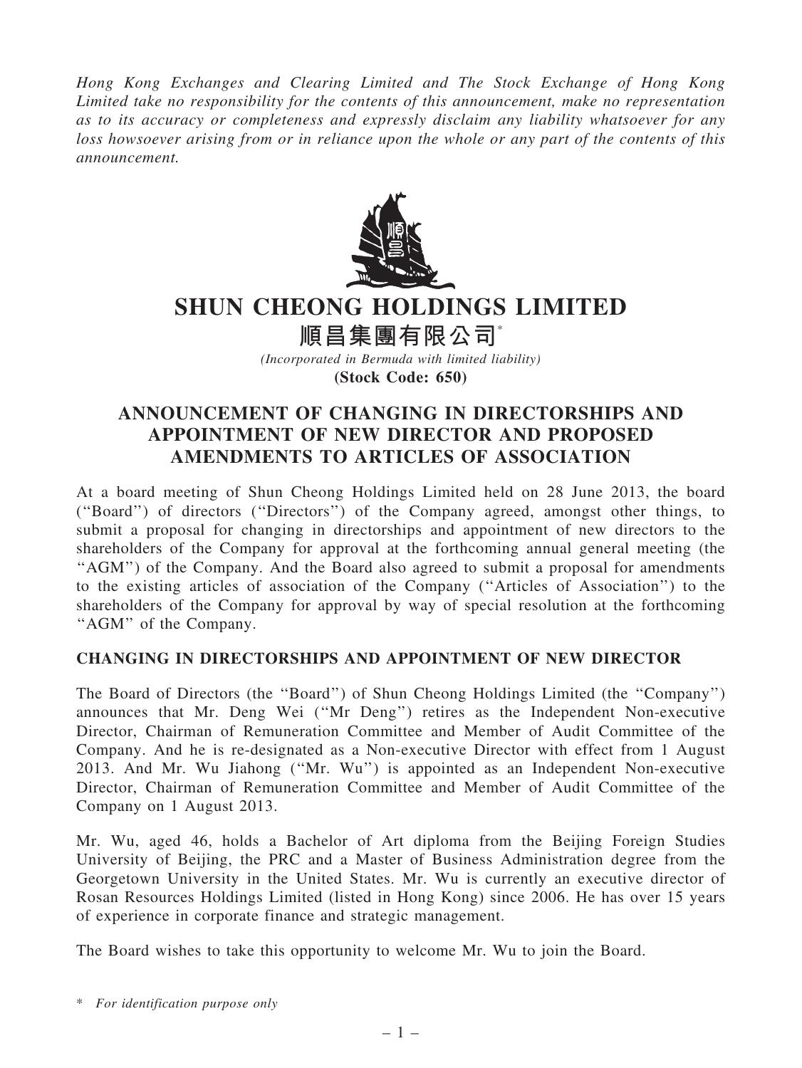*Hong Kong Exchanges and Clearing Limited and The Stock Exchange of Hong Kong Limited take no responsibility for the contents of this announcement, make no representation as to its accuracy or completeness and expressly disclaim any liability whatsoever for any loss howsoever arising from or in reliance upon the whole or any part of the contents of this announcement.*

# SHUN CHEONG HOLDINGS LIMITED

# 順昌集團有限公司*

*(Incorporated in Bermuda with limited liability)*

**(Stock Code: 650)**

## ANNOUNCEMENT OF CHANGING IN DIRECTORSHIPS AND APPOINTMENT OF NEW DIRECTOR AND PROPOSED AMENDMENTS TO ARTICLES OF ASSOCIATION

At a board meeting of Shun Cheong Holdings Limited held on 28 June 2013, the board (''Board'') of directors (''Directors'') of the Company agreed, amongst other things, to submit a proposal for changing in directorships and appointment of new directors to the shareholders of the Company for approval at the forthcoming annual general meeting (the ''AGM'') of the Company. And the Board also agreed to submit a proposal for amendments to the existing articles of association of the Company (''Articles of Association'') to the shareholders of the Company for approval by way of special resolution at the forthcoming ''AGM'' of the Company.

### CHANGING IN DIRECTORSHIPS AND APPOINTMENT OF NEW DIRECTOR

The Board of Directors (the ''Board'') of Shun Cheong Holdings Limited (the ''Company'') announces that Mr. Deng Wei (''Mr Deng'') retires as the Independent Non-executive Director, Chairman of Remuneration Committee and Member of Audit Committee of the Company. And he is re-designated as a Non-executive Director with effect from 1 August 2013. And Mr. Wu Jiahong (''Mr. Wu'') is appointed as an Independent Non-executive Director, Chairman of Remuneration Committee and Member of Audit Committee of the Company on 1 August 2013.

Mr. Wu, aged 46, holds a Bachelor of Art diploma from the Beijing Foreign Studies University of Beijing, the PRC and a Master of Business Administration degree from the Georgetown University in the United States. Mr. Wu is currently an executive director of Rosan Resources Holdings Limited (listed in Hong Kong) since 2006. He has over 15 years of experience in corporate finance and strategic management.

The Board wishes to take this opportunity to welcome Mr. Wu to join the Board.

\* *For identification purpose only*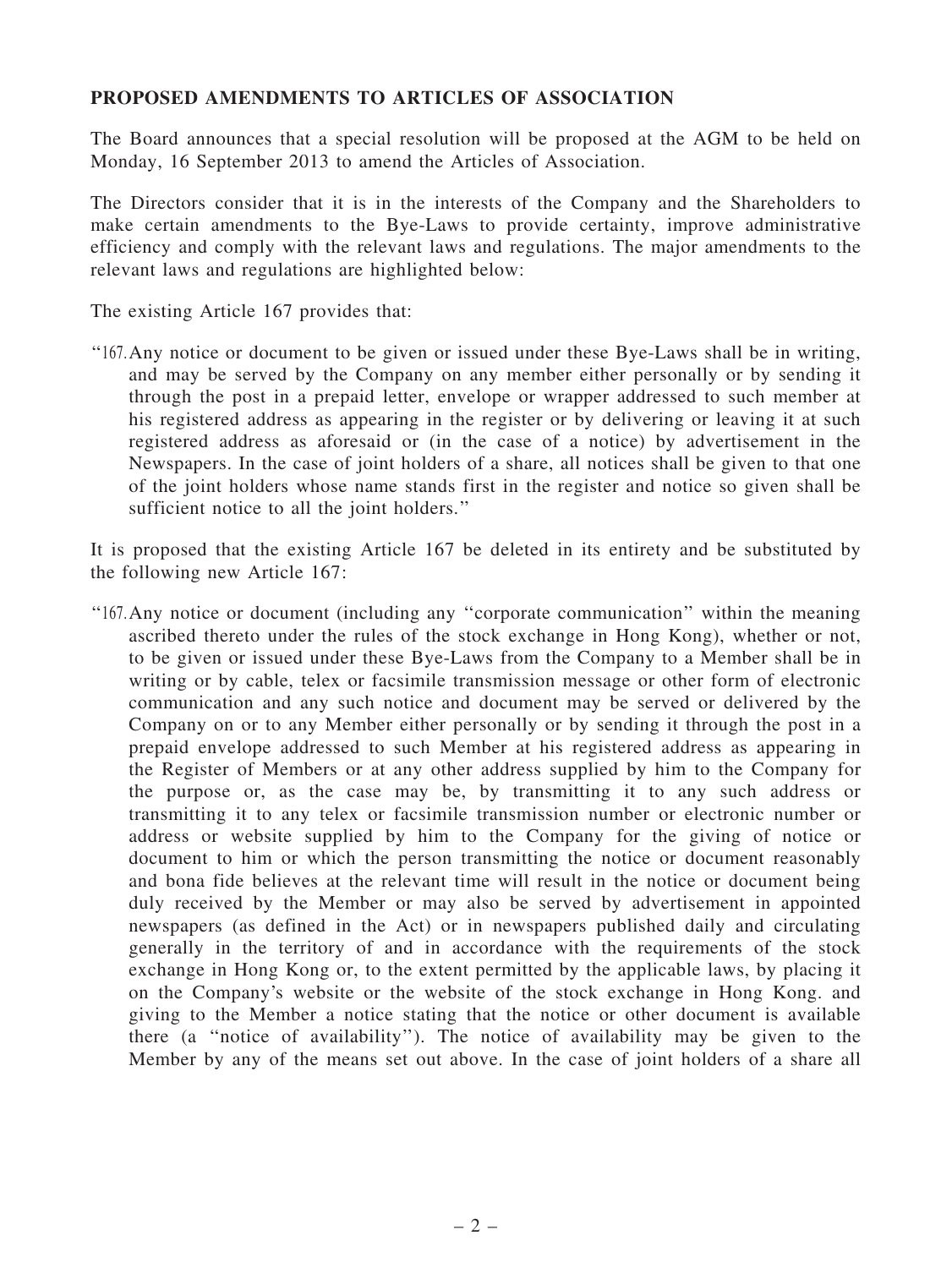**PROPOSED AMENDMENTS TO ARTICLES OF ASSOCIATION**

The Board announces that a special resolution will be proposed at the AGM to be held on Monday, 16 September 2013 to amend the Articles of Association.

The Directors consider that it is in the interests of the Company and the Shareholders to make certain amendments to the Bye-Laws to provide certainty, improve administrative efficiency and comply with the relevant laws and regulations. The major amendments to the relevant laws and regulations are highlighted below:

The existing Article 167 provides that:

"167. Any notice or document to be given or issued under these Bye-Laws shall be in writing, and may be served by the Company on any member either personally or by sending it through the post in a prepaid letter, envelope or wrapper addressed to such member at his registered address as appearing in the register or by delivering or leaving it at such registered address as aforesaid or (in the case of a notice) by advertisement in the Newspapers. In the case of joint holders of a share, all notices shall be given to that one of the joint holders whose name stands first in the register and notice so given shall be sufficient notice to all the joint holders."

It is proposed that the existing Article 167 be deleted in its entirety and be substituted by the following new Article 167:

"167. Any notice or document (including any "corporate communication" within the meaning ascribed thereto under the rules of the stock exchange in Hong Kong), whether or not, to be given or issued under these Bye-Laws from the Company to a Member shall be in writing or by cable, telex or facsimile transmission message or other form of electronic communication and any such notice and document may be served or delivered by the Company on or to any Member either personally or by sending it through the post in a prepaid envelope addressed to such Member at his registered address as appearing in the Register of Members or at any other address supplied by him to the Company for the purpose or, as the case may be, by transmitting it to any such address or transmitting it to any telex or facsimile transmission number or electronic number or address or website supplied by him to the Company for the giving of notice or document to him or which the person transmitting the notice or document reasonably and bona fide believes at the relevant time will result in the notice or document being duly received by the Member or may also be served by advertisement in appointed newspapers (as defined in the Act) or in newspapers published daily and circulating generally in the territory of and in accordance with the requirements of the stock exchange in Hong Kong or, to the extent permitted by the applicable laws, by placing it on the Company's website or the website of the stock exchange in Hong Kong. and giving to the Member a notice stating that the notice or other document is available there (a "notice of availability"). The notice of availability may be given to the Member by any of the means set out above. In the case of joint holders of a share all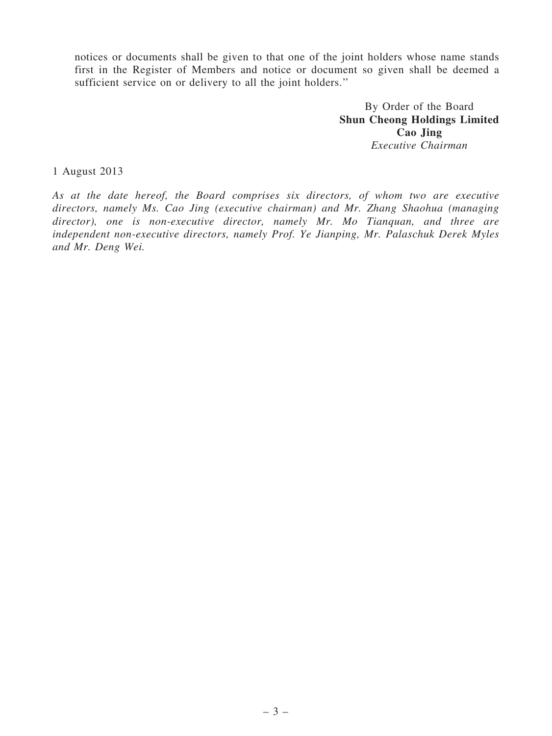notices or documents shall be given to that one of the joint holders whose name stands first in the Register of Members and notice or document so given shall be deemed a sufficient service on or delivery to all the joint holders.''

By Order of the Board
**Shun Cheong Holdings Limited**
**Cao Jing**
*Executive Chairman*

1 August 2013

*As at the date hereof, the Board comprises six directors, of whom two are executive directors, namely Ms. Cao Jing (executive chairman) and Mr. Zhang Shaohua (managing director), one is non-executive director, namely Mr. Mo Tianquan, and three are independent non-executive directors, namely Prof. Ye Jianping, Mr. Palaschuk Derek Myles and Mr. Deng Wei.*